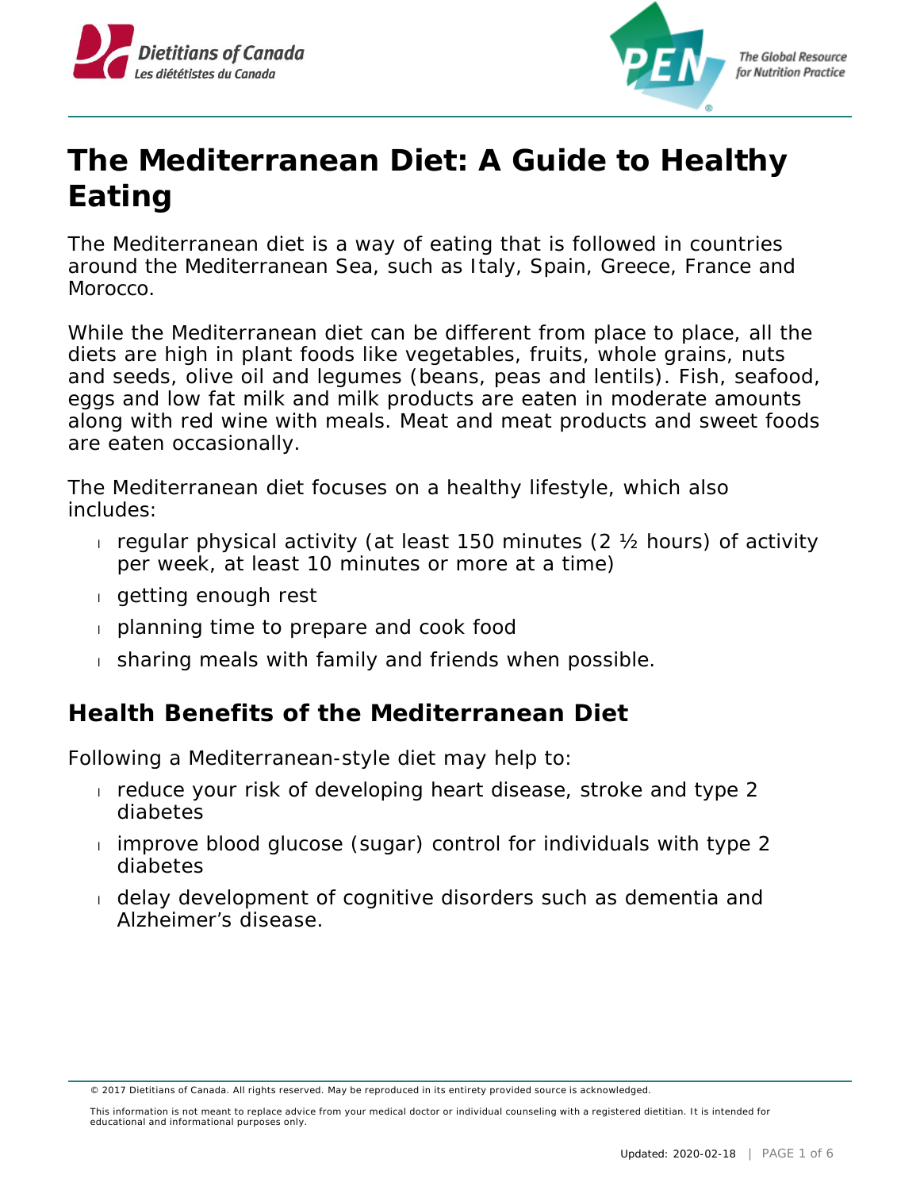# The Mediterranean Diet: A Guide to Healthy Eating

The Mediterranean diet is a way of eating that is followed in countries around the Mediterranean Sea, such as Italy, Spain, Greece, France and Morocco.

While the Mediterranean diet can be different from place to place, all the diets are high in plant foods like vegetables, fruits, whole grains, nuts and seeds, olive oil and legumes (beans, peas and lentils). Fish, seafood, eggs and low fat milk and milk products are eaten in moderate amounts along with red wine with meals. Meat and meat products and sweet foods are eaten occasionally.

The Mediterranean diet focuses on a healthy lifestyle, which also includes:

- regular physical activity (at least 150 minutes (2 ½ hours) of activity per week, at least 10 minutes or more at a time)
- getting enough rest
- planning time to prepare and cook food
- sharing meals with family and friends when possible.

## Health Benefits of the Mediterranean Diet

Following a Mediterranean-style diet may help to:

- reduce your risk of developing heart disease, stroke and type 2 diabetes
- improve blood glucose (sugar) control for individuals with type 2 diabetes
- delay development of cognitive disorders such as dementia and Alzheimer's disease.

© 2017 Dietitians of Canada. All rights reserved. May be reproduced in its entirety provided source is acknowledged.

This information is not meant to replace advice from your medical doctor or individual counseling with a registered dietitian. It is intended for educational and informational purposes only.

Updated: 2020-02-18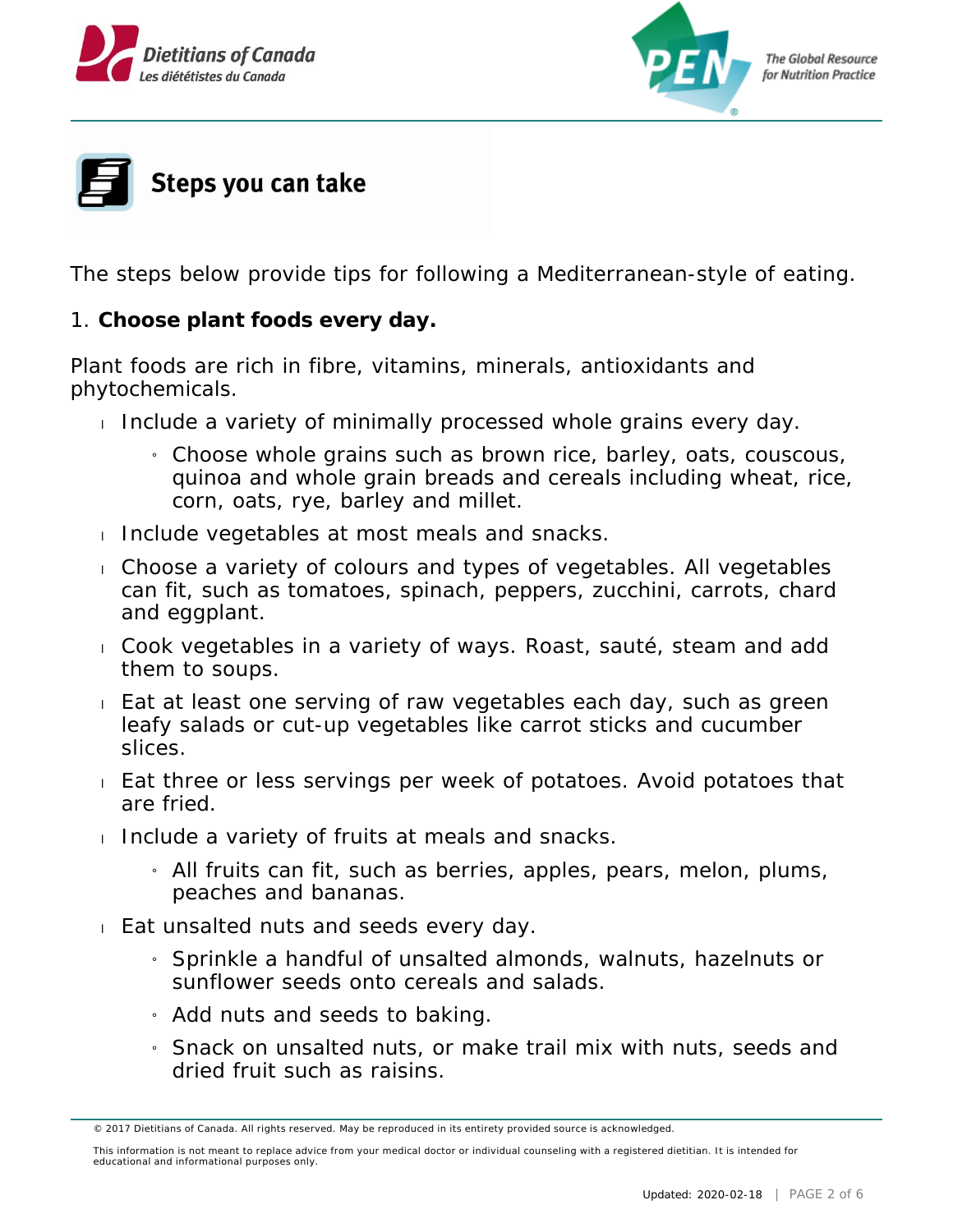## Steps you can take

The steps below provide tips for following a Mediterranean-style of eating.

1. **Choose plant foods every day.**

Plant foods are rich in fibre, vitamins, minerals, antioxidants and phytochemicals.

- Include a variety of minimally processed whole grains every day.
  - Choose whole grains such as brown rice, barley, oats, couscous, quinoa and whole grain breads and cereals including wheat, rice, corn, oats, rye, barley and millet.
- Include vegetables at most meals and snacks.
- Choose a variety of colours and types of vegetables. All vegetables can fit, such as tomatoes, spinach, peppers, zucchini, carrots, chard and eggplant.
- Cook vegetables in a variety of ways. Roast, sauté, steam and add them to soups.
- Eat at least one serving of raw vegetables each day, such as green leafy salads or cut-up vegetables like carrot sticks and cucumber slices.
- Eat three or less servings per week of potatoes. Avoid potatoes that are fried.
- Include a variety of fruits at meals and snacks.
  - All fruits can fit, such as berries, apples, pears, melon, plums, peaches and bananas.
- Eat unsalted nuts and seeds every day.
  - Sprinkle a handful of unsalted almonds, walnuts, hazelnuts or sunflower seeds onto cereals and salads.
  - Add nuts and seeds to baking.
  - Snack on unsalted nuts, or make trail mix with nuts, seeds and dried fruit such as raisins.

© 2017 Dietitians of Canada. All rights reserved. May be reproduced in its entirety provided source is acknowledged.

This information is not meant to replace advice from your medical doctor or individual counseling with a registered dietitian. It is intended for educational and informational purposes only.

Updated: 2020-02-18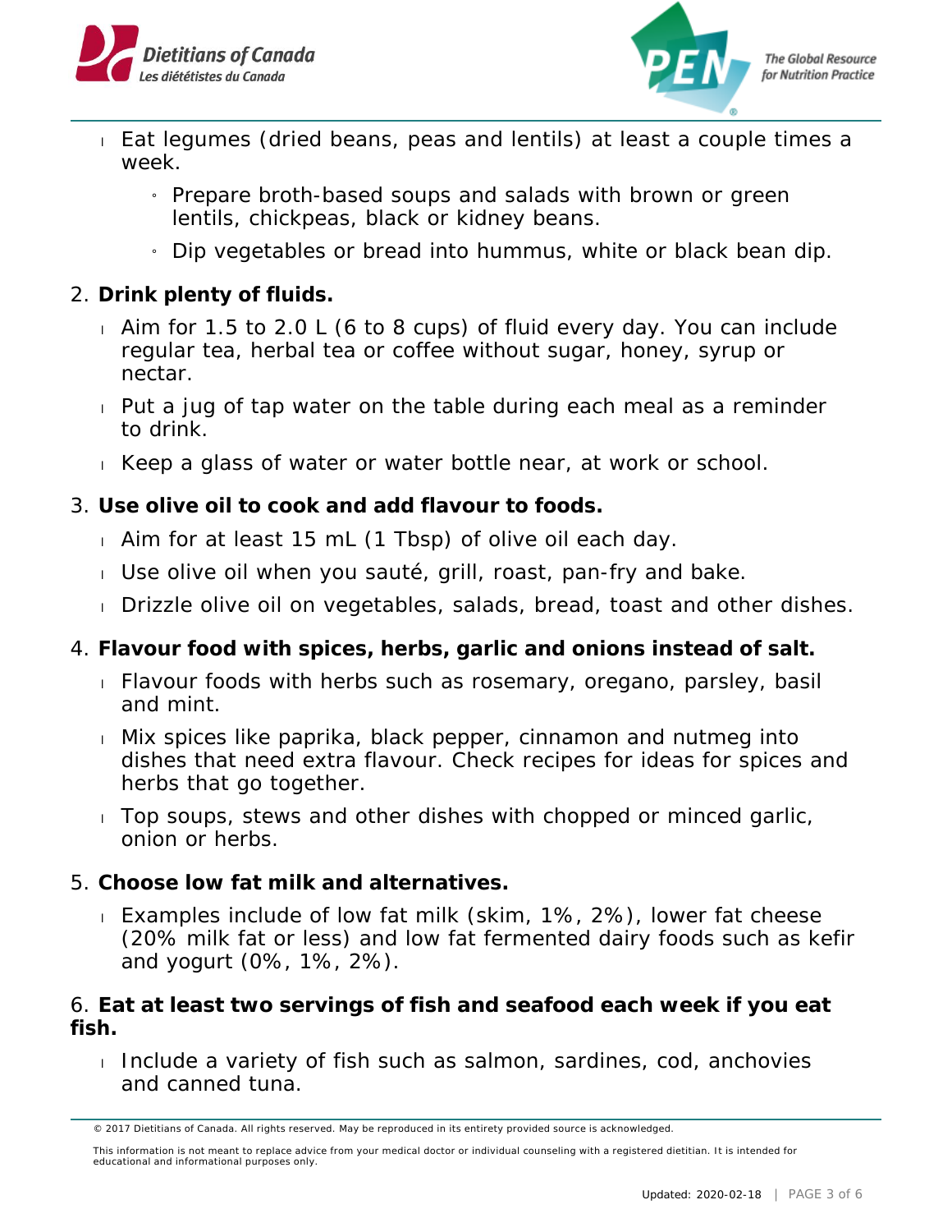- Eat legumes (dried beans, peas and lentils) at least a couple times a week.
  - Prepare broth-based soups and salads with brown or green lentils, chickpeas, black or kidney beans.
  - Dip vegetables or bread into hummus, white or black bean dip.

2. **Drink plenty of fluids.**
   - Aim for 1.5 to 2.0 L (6 to 8 cups) of fluid every day. You can include regular tea, herbal tea or coffee without sugar, honey, syrup or nectar.
   - Put a jug of tap water on the table during each meal as a reminder to drink.
   - Keep a glass of water or water bottle near, at work or school.

3. **Use olive oil to cook and add flavour to foods.**
   - Aim for at least 15 mL (1 Tbsp) of olive oil each day.
   - Use olive oil when you sauté, grill, roast, pan-fry and bake.
   - Drizzle olive oil on vegetables, salads, bread, toast and other dishes.

4. **Flavour food with spices, herbs, garlic and onions instead of salt.**
   - Flavour foods with herbs such as rosemary, oregano, parsley, basil and mint.
   - Mix spices like paprika, black pepper, cinnamon and nutmeg into dishes that need extra flavour. Check recipes for ideas for spices and herbs that go together.
   - Top soups, stews and other dishes with chopped or minced garlic, onion or herbs.

5. **Choose low fat milk and alternatives.**
   - Examples include of low fat milk (skim, 1%, 2%), lower fat cheese (20% milk fat or less) and low fat fermented dairy foods such as kefir and yogurt (0%, 1%, 2%).

6. **Eat at least two servings of fish and seafood each week if you eat fish.**
   - Include a variety of fish such as salmon, sardines, cod, anchovies and canned tuna.

© 2017 Dietitians of Canada. All rights reserved. May be reproduced in its entirety provided source is acknowledged.

This information is not meant to replace advice from your medical doctor or individual counseling with a registered dietitian. It is intended for educational and informational purposes only.

Updated: 2020-02-18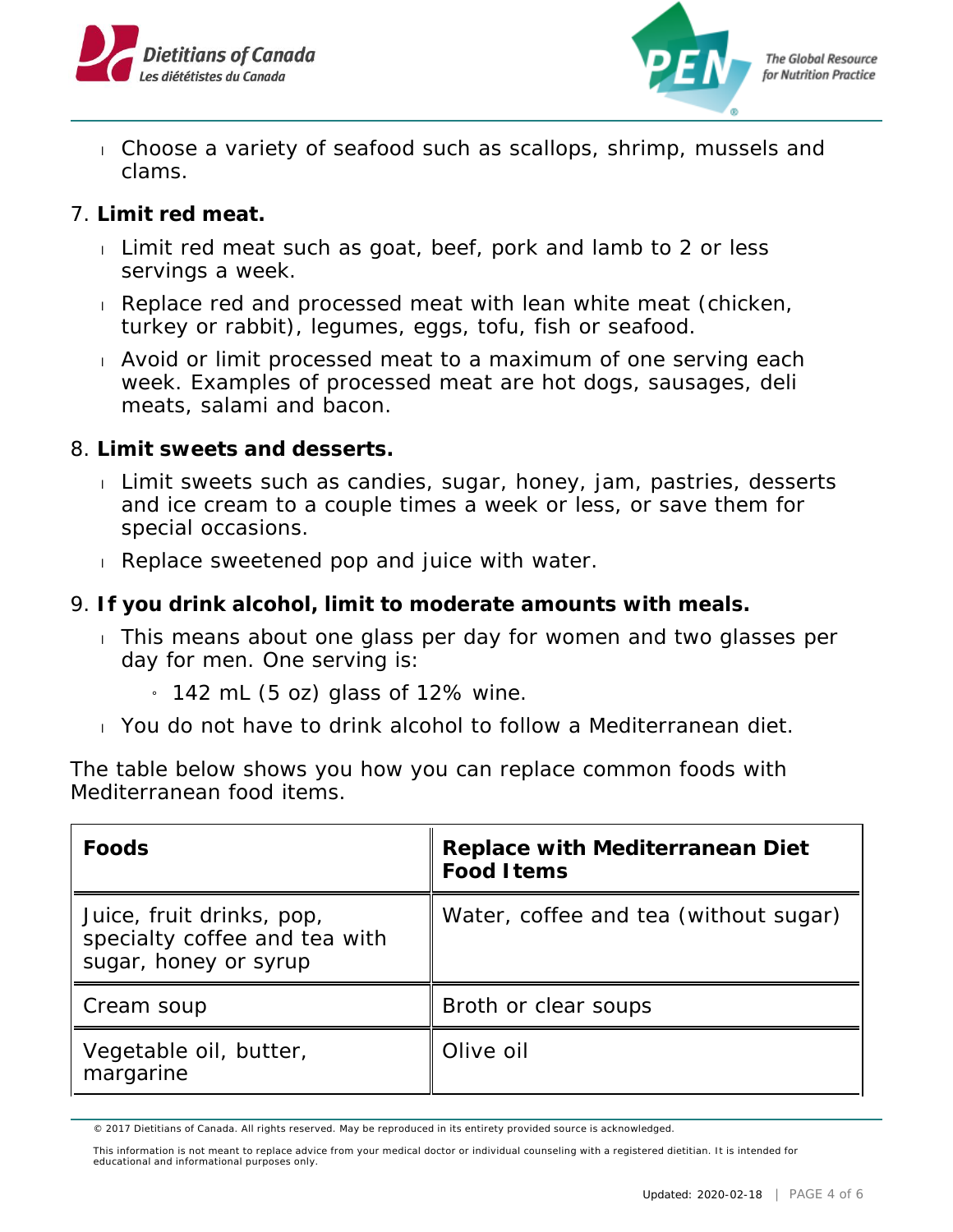- Choose a variety of seafood such as scallops, shrimp, mussels and clams.

7. **Limit red meat.**
   - Limit red meat such as goat, beef, pork and lamb to 2 or less servings a week.
   - Replace red and processed meat with lean white meat (chicken, turkey or rabbit), legumes, eggs, tofu, fish or seafood.
   - Avoid or limit processed meat to a maximum of one serving each week. Examples of processed meat are hot dogs, sausages, deli meats, salami and bacon.

8. **Limit sweets and desserts.**
   - Limit sweets such as candies, sugar, honey, jam, pastries, desserts and ice cream to a couple times a week or less, or save them for special occasions.
   - Replace sweetened pop and juice with water.

9. **If you drink alcohol, limit to moderate amounts with meals.**
   - This means about one glass per day for women and two glasses per day for men. One serving is:
     - 142 mL (5 oz) glass of 12% wine.
   - You do not have to drink alcohol to follow a Mediterranean diet.

The table below shows you how you can replace common foods with Mediterranean food items.

| Foods | Replace with Mediterranean Diet Food Items |
|---|---|
| Juice, fruit drinks, pop, specialty coffee and tea with sugar, honey or syrup | Water, coffee and tea (without sugar) |
| Cream soup | Broth or clear soups |
| Vegetable oil, butter, margarine | Olive oil |

© 2017 Dietitians of Canada. All rights reserved. May be reproduced in its entirety provided source is acknowledged.

This information is not meant to replace advice from your medical doctor or individual counseling with a registered dietitian. It is intended for educational and informational purposes only.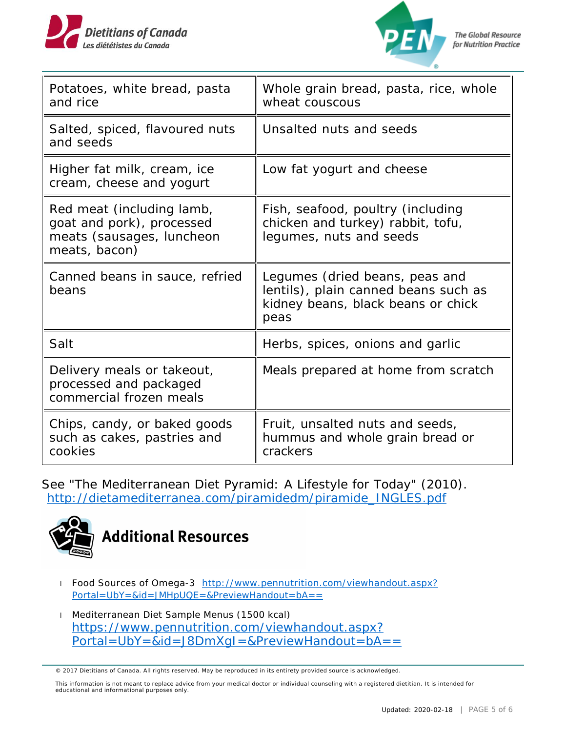| | |
|---|---|
| Potatoes, white bread, pasta and rice | Whole grain bread, pasta, rice, whole wheat couscous |
| Salted, spiced, flavoured nuts and seeds | Unsalted nuts and seeds |
| Higher fat milk, cream, ice cream, cheese and yogurt | Low fat yogurt and cheese |
| Red meat (including lamb, goat and pork), processed meats (sausages, luncheon meats, bacon) | Fish, seafood, poultry (including chicken and turkey) rabbit, tofu, legumes, nuts and seeds |
| Canned beans in sauce, refried beans | Legumes (dried beans, peas and lentils), plain canned beans such as kidney beans, black beans or chick peas |
| Salt | Herbs, spices, onions and garlic |
| Delivery meals or takeout, processed and packaged commercial frozen meals | Meals prepared at home from scratch |
| Chips, candy, or baked goods such as cakes, pastries and cookies | Fruit, unsalted nuts and seeds, hummus and whole grain bread or crackers |

See "The Mediterranean Diet Pyramid: A Lifestyle for Today" (2010). http://dietamediterranea.com/piramidedm/piramide_INGLES.pdf

## Additional Resources

- Food Sources of Omega-3 http://www.pennutrition.com/viewhandout.aspx?Portal=UbY=&id=JMHpUQE=&PreviewHandout=bA==
- Mediterranean Diet Sample Menus (1500 kcal) https://www.pennutrition.com/viewhandout.aspx?Portal=UbY=&id=J8DmXgI=&PreviewHandout=bA==

© 2017 Dietitians of Canada. All rights reserved. May be reproduced in its entirety provided source is acknowledged.

This information is not meant to replace advice from your medical doctor or individual counseling with a registered dietitian. It is intended for educational and informational purposes only.

Updated: 2020-02-18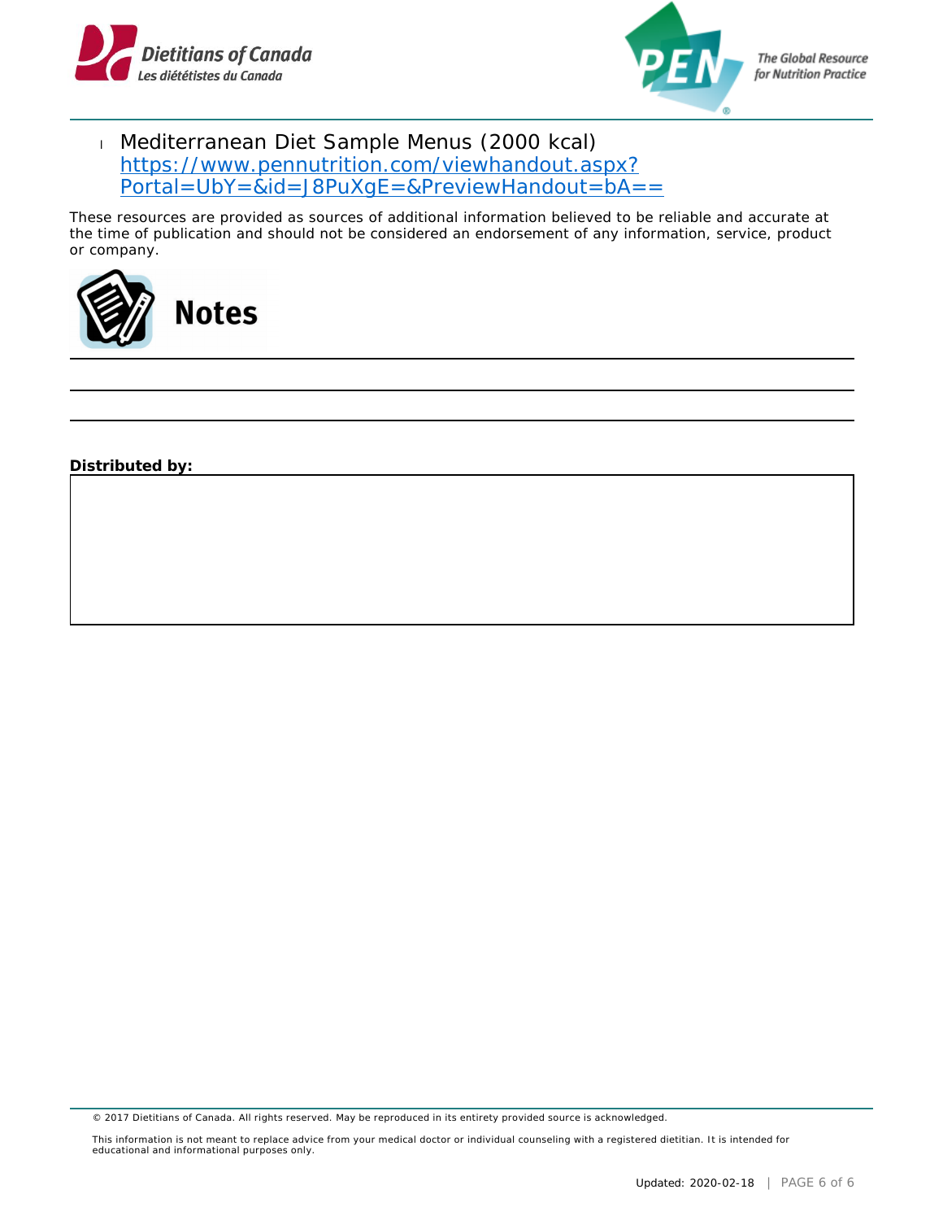- Mediterranean Diet Sample Menus (2000 kcal) https://www.pennutrition.com/viewhandout.aspx?Portal=UbY=&id=J8PuXgE=&PreviewHandout=bA==

These resources are provided as sources of additional information believed to be reliable and accurate at the time of publication and should not be considered an endorsement of any information, service, product or company.

## Notes

**Distributed by:**

© 2017 Dietitians of Canada. All rights reserved. May be reproduced in its entirety provided source is acknowledged.

This information is not meant to replace advice from your medical doctor or individual counseling with a registered dietitian. It is intended for educational and informational purposes only.

Updated: 2020-02-18